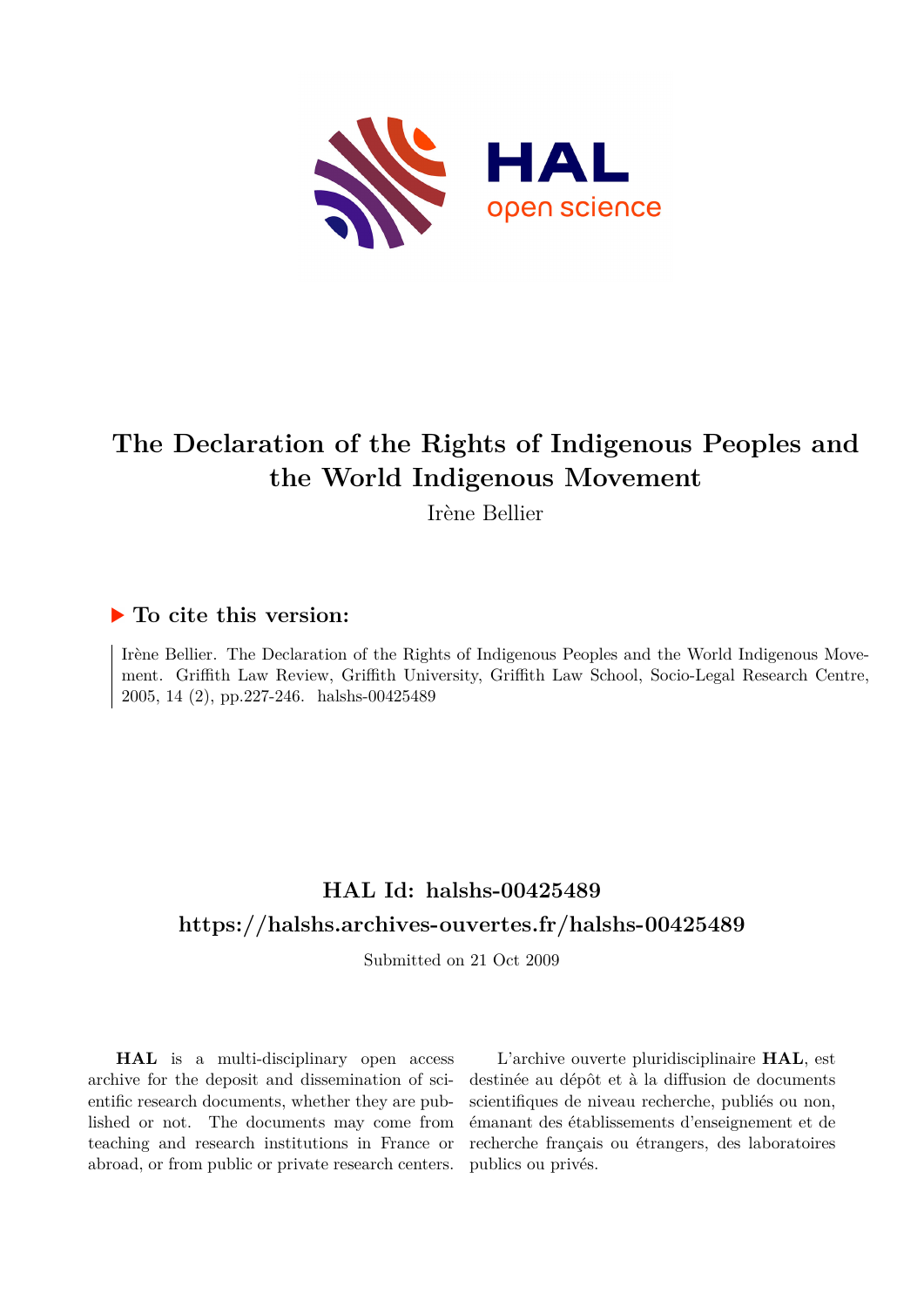# The Declaration of the Rights of Indigenous Peoples and the World Indigenous Movement

Irène Bellier

## ▶ To cite this version:

Irène Bellier. The Declaration of the Rights of Indigenous Peoples and the World Indigenous Movement. Griffith Law Review, Griffith University, Griffith Law School, Socio-Legal Research Centre, 2005, 14 (2), pp.227-246. halshs-00425489

## HAL Id: halshs-00425489

## https://halshs.archives-ouvertes.fr/halshs-00425489

Submitted on 21 Oct 2009

**HAL** is a multi-disciplinary open access archive for the deposit and dissemination of scientific research documents, whether they are published or not. The documents may come from teaching and research institutions in France or abroad, or from public or private research centers.

L'archive ouverte pluridisciplinaire **HAL**, est destinée au dépôt et à la diffusion de documents scientifiques de niveau recherche, publiés ou non, émanant des établissements d'enseignement et de recherche français ou étrangers, des laboratoires publics ou privés.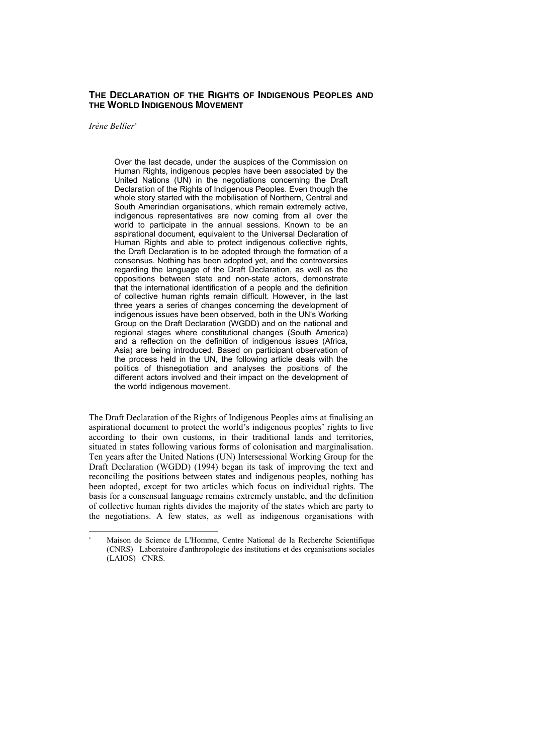## THE DECLARATION OF THE RIGHTS OF INDIGENOUS PEOPLES AND THE WORLD INDIGENOUS MOVEMENT

*Irène Bellier*[*]

> Over the last decade, under the auspices of the Commission on Human Rights, indigenous peoples have been associated by the United Nations (UN) in the negotiations concerning the Draft Declaration of the Rights of Indigenous Peoples. Even though the whole story started with the mobilisation of Northern, Central and South Amerindian organisations, which remain extremely active, indigenous representatives are now coming from all over the world to participate in the annual sessions. Known to be an aspirational document, equivalent to the Universal Declaration of Human Rights and able to protect indigenous collective rights, the Draft Declaration is to be adopted through the formation of a consensus. Nothing has been adopted yet, and the controversies regarding the language of the Draft Declaration, as well as the oppositions between state and non-state actors, demonstrate that the international identification of a people and the definition of collective human rights remain difficult. However, in the last three years a series of changes concerning the development of indigenous issues have been observed, both in the UN's Working Group on the Draft Declaration (WGDD) and on the national and regional stages where constitutional changes (South America) and a reflection on the definition of indigenous issues (Africa, Asia) are being introduced. Based on participant observation of the process held in the UN, the following article deals with the politics of thisnegotiation and analyses the positions of the different actors involved and their impact on the development of the world indigenous movement.

The Draft Declaration of the Rights of Indigenous Peoples aims at finalising an aspirational document to protect the world's indigenous peoples' rights to live according to their own customs, in their traditional lands and territories, situated in states following various forms of colonisation and marginalisation. Ten years after the United Nations (UN) Intersessional Working Group for the Draft Declaration (WGDD) (1994) began its task of improving the text and reconciling the positions between states and indigenous peoples, nothing has been adopted, except for two articles which focus on individual rights. The basis for a consensual language remains extremely unstable, and the definition of collective human rights divides the majority of the states which are party to the negotiations. A few states, as well as indigenous organisations with

---

[*] Maison de Science de L'Homme, Centre National de la Recherche Scientifique (CNRS) Laboratoire d'anthropologie des institutions et des organisations sociales (LAIOS) CNRS.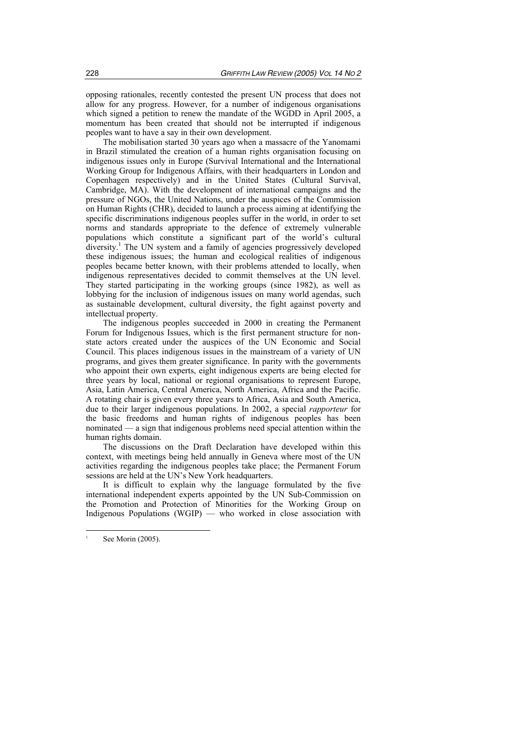opposing rationales, recently contested the present UN process that does not allow for any progress. However, for a number of indigenous organisations which signed a petition to renew the mandate of the WGDD in April 2005, a momentum has been created that should not be interrupted if indigenous peoples want to have a say in their own development.

The mobilisation started 30 years ago when a massacre of the Yanomami in Brazil stimulated the creation of a human rights organisation focusing on indigenous issues only in Europe (Survival International and the International Working Group for Indigenous Affairs, with their headquarters in London and Copenhagen respectively) and in the United States (Cultural Survival, Cambridge, MA). With the development of international campaigns and the pressure of NGOs, the United Nations, under the auspices of the Commission on Human Rights (CHR), decided to launch a process aiming at identifying the specific discriminations indigenous peoples suffer in the world, in order to set norms and standards appropriate to the defence of extremely vulnerable populations which constitute a significant part of the world's cultural diversity.[1] The UN system and a family of agencies progressively developed these indigenous issues; the human and ecological realities of indigenous peoples became better known, with their problems attended to locally, when indigenous representatives decided to commit themselves at the UN level. They started participating in the working groups (since 1982), as well as lobbying for the inclusion of indigenous issues on many world agendas, such as sustainable development, cultural diversity, the fight against poverty and intellectual property.

The indigenous peoples succeeded in 2000 in creating the Permanent Forum for Indigenous Issues, which is the first permanent structure for non-state actors created under the auspices of the UN Economic and Social Council. This places indigenous issues in the mainstream of a variety of UN programs, and gives them greater significance. In parity with the governments who appoint their own experts, eight indigenous experts are being elected for three years by local, national or regional organisations to represent Europe, Asia, Latin America, Central America, North America, Africa and the Pacific. A rotating chair is given every three years to Africa, Asia and South America, due to their larger indigenous populations. In 2002, a special *rapporteur* for the basic freedoms and human rights of indigenous peoples has been nominated — a sign that indigenous problems need special attention within the human rights domain.

The discussions on the Draft Declaration have developed within this context, with meetings being held annually in Geneva where most of the UN activities regarding the indigenous peoples take place; the Permanent Forum sessions are held at the UN's New York headquarters.

It is difficult to explain why the language formulated by the five international independent experts appointed by the UN Sub-Commission on the Promotion and Protection of Minorities for the Working Group on Indigenous Populations (WGIP) — who worked in close association with

[1] See Morin (2005).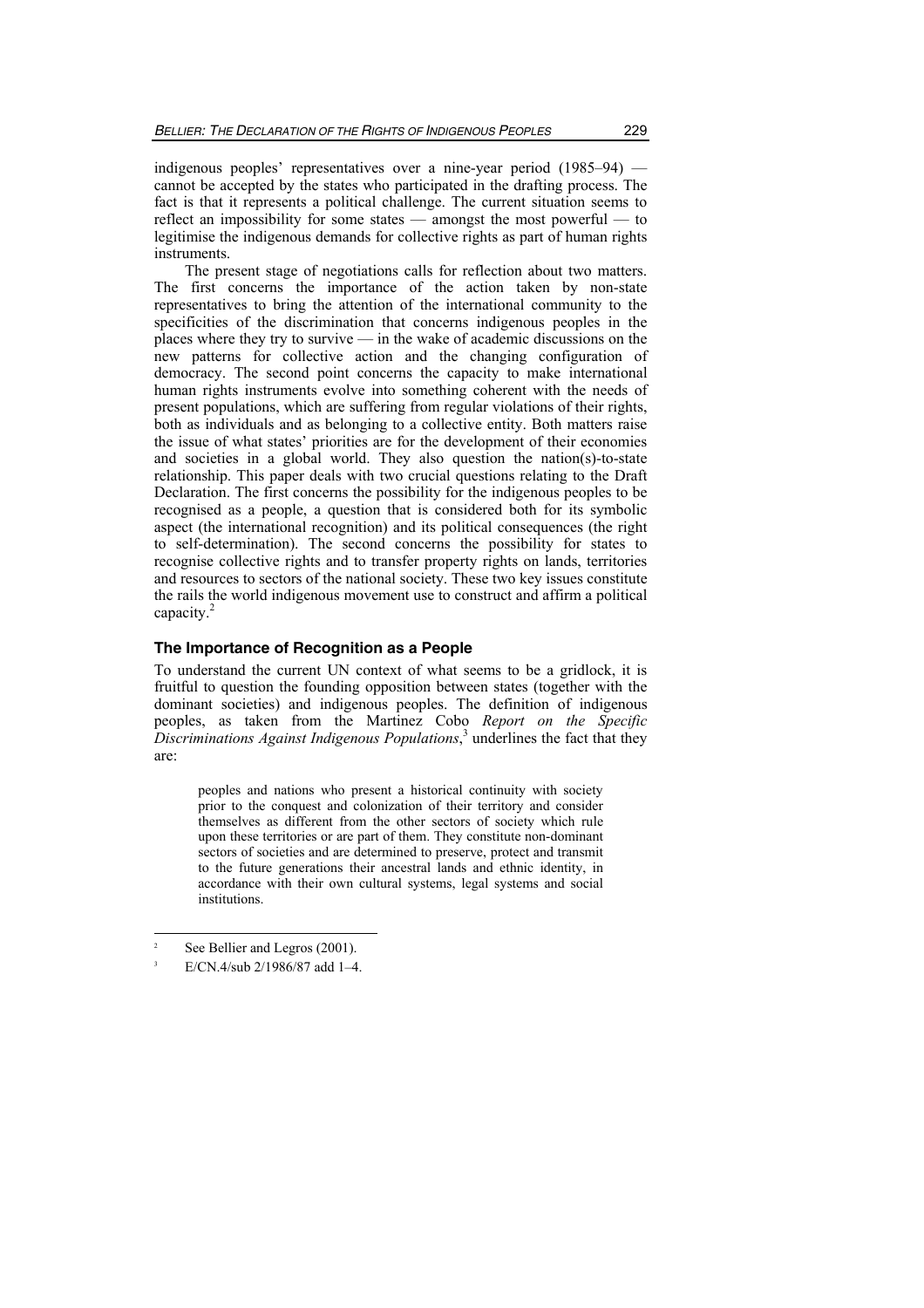indigenous peoples' representatives over a nine-year period (1985–94) — cannot be accepted by the states who participated in the drafting process. The fact is that it represents a political challenge. The current situation seems to reflect an impossibility for some states — amongst the most powerful — to legitimise the indigenous demands for collective rights as part of human rights instruments.

The present stage of negotiations calls for reflection about two matters. The first concerns the importance of the action taken by non-state representatives to bring the attention of the international community to the specificities of the discrimination that concerns indigenous peoples in the places where they try to survive — in the wake of academic discussions on the new patterns for collective action and the changing configuration of democracy. The second point concerns the capacity to make international human rights instruments evolve into something coherent with the needs of present populations, which are suffering from regular violations of their rights, both as individuals and as belonging to a collective entity. Both matters raise the issue of what states' priorities are for the development of their economies and societies in a global world. They also question the nation(s)-to-state relationship. This paper deals with two crucial questions relating to the Draft Declaration. The first concerns the possibility for the indigenous peoples to be recognised as a people, a question that is considered both for its symbolic aspect (the international recognition) and its political consequences (the right to self-determination). The second concerns the possibility for states to recognise collective rights and to transfer property rights on lands, territories and resources to sectors of the national society. These two key issues constitute the rails the world indigenous movement use to construct and affirm a political capacity.[2]

## The Importance of Recognition as a People

To understand the current UN context of what seems to be a gridlock, it is fruitful to question the founding opposition between states (together with the dominant societies) and indigenous peoples. The definition of indigenous peoples, as taken from the Martinez Cobo *Report on the Specific Discriminations Against Indigenous Populations*,[3] underlines the fact that they are:

> peoples and nations who present a historical continuity with society prior to the conquest and colonization of their territory and consider themselves as different from the other sectors of society which rule upon these territories or are part of them. They constitute non-dominant sectors of societies and are determined to preserve, protect and transmit to the future generations their ancestral lands and ethnic identity, in accordance with their own cultural systems, legal systems and social institutions.

---

[2] See Bellier and Legros (2001).

[3] E/CN.4/sub 2/1986/87 add 1–4.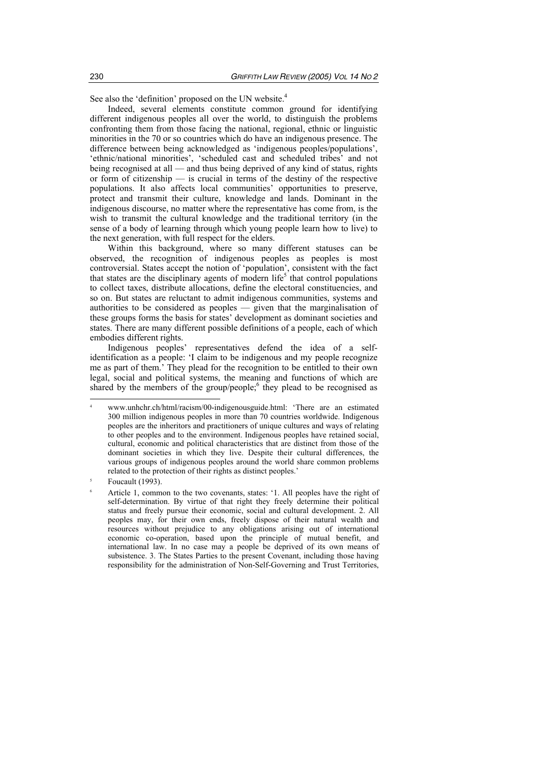See also the 'definition' proposed on the UN website.[4]

Indeed, several elements constitute common ground for identifying different indigenous peoples all over the world, to distinguish the problems confronting them from those facing the national, regional, ethnic or linguistic minorities in the 70 or so countries which do have an indigenous presence. The difference between being acknowledged as 'indigenous peoples/populations', 'ethnic/national minorities', 'scheduled cast and scheduled tribes' and not being recognised at all — and thus being deprived of any kind of status, rights or form of citizenship — is crucial in terms of the destiny of the respective populations. It also affects local communities' opportunities to preserve, protect and transmit their culture, knowledge and lands. Dominant in the indigenous discourse, no matter where the representative has come from, is the wish to transmit the cultural knowledge and the traditional territory (in the sense of a body of learning through which young people learn how to live) to the next generation, with full respect for the elders.

Within this background, where so many different statuses can be observed, the recognition of indigenous peoples as peoples is most controversial. States accept the notion of 'population', consistent with the fact that states are the disciplinary agents of modern life[5] that control populations to collect taxes, distribute allocations, define the electoral constituencies, and so on. But states are reluctant to admit indigenous communities, systems and authorities to be considered as peoples — given that the marginalisation of these groups forms the basis for states' development as dominant societies and states. There are many different possible definitions of a people, each of which embodies different rights.

Indigenous peoples' representatives defend the idea of a self-identification as a people: 'I claim to be indigenous and my people recognize me as part of them.' They plead for the recognition to be entitled to their own legal, social and political systems, the meaning and functions of which are shared by the members of the group/people;[6] they plead to be recognised as

---

[4] www.unhchr.ch/html/racism/00-indigenousguide.html: 'There are an estimated 300 million indigenous peoples in more than 70 countries worldwide. Indigenous peoples are the inheritors and practitioners of unique cultures and ways of relating to other peoples and to the environment. Indigenous peoples have retained social, cultural, economic and political characteristics that are distinct from those of the dominant societies in which they live. Despite their cultural differences, the various groups of indigenous peoples around the world share common problems related to the protection of their rights as distinct peoples.'

[5] Foucault (1993).

[6] Article 1, common to the two covenants, states: '1. All peoples have the right of self-determination. By virtue of that right they freely determine their political status and freely pursue their economic, social and cultural development. 2. All peoples may, for their own ends, freely dispose of their natural wealth and resources without prejudice to any obligations arising out of international economic co-operation, based upon the principle of mutual benefit, and international law. In no case may a people be deprived of its own means of subsistence. 3. The States Parties to the present Covenant, including those having responsibility for the administration of Non-Self-Governing and Trust Territories,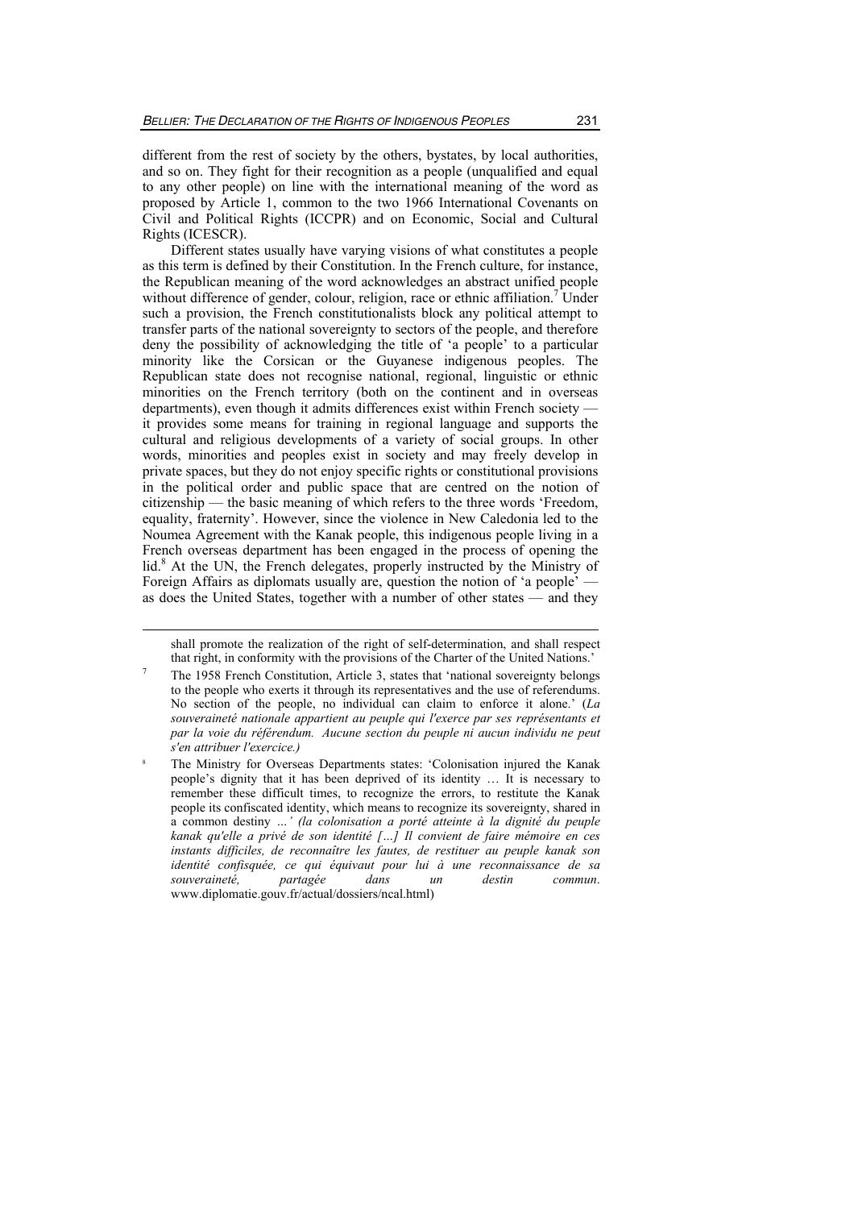different from the rest of society by the others, bystates, by local authorities, and so on. They fight for their recognition as a people (unqualified and equal to any other people) on line with the international meaning of the word as proposed by Article 1, common to the two 1966 International Covenants on Civil and Political Rights (ICCPR) and on Economic, Social and Cultural Rights (ICESCR).

Different states usually have varying visions of what constitutes a people as this term is defined by their Constitution. In the French culture, for instance, the Republican meaning of the word acknowledges an abstract unified people without difference of gender, colour, religion, race or ethnic affiliation.[7] Under such a provision, the French constitutionalists block any political attempt to transfer parts of the national sovereignty to sectors of the people, and therefore deny the possibility of acknowledging the title of 'a people' to a particular minority like the Corsican or the Guyanese indigenous peoples. The Republican state does not recognise national, regional, linguistic or ethnic minorities on the French territory (both on the continent and in overseas departments), even though it admits differences exist within French society — it provides some means for training in regional language and supports the cultural and religious developments of a variety of social groups. In other words, minorities and peoples exist in society and may freely develop in private spaces, but they do not enjoy specific rights or constitutional provisions in the political order and public space that are centred on the notion of citizenship — the basic meaning of which refers to the three words 'Freedom, equality, fraternity'. However, since the violence in New Caledonia led to the Noumea Agreement with the Kanak people, this indigenous people living in a French overseas department has been engaged in the process of opening the lid.[8] At the UN, the French delegates, properly instructed by the Ministry of Foreign Affairs as diplomats usually are, question the notion of 'a people' — as does the United States, together with a number of other states — and they

---

shall promote the realization of the right of self-determination, and shall respect that right, in conformity with the provisions of the Charter of the United Nations.'

[7] The 1958 French Constitution, Article 3, states that 'national sovereignty belongs to the people who exerts it through its representatives and the use of referendums. No section of the people, no individual can claim to enforce it alone.' (*La souveraineté nationale appartient au peuple qui l'exerce par ses représentants et par la voie du référendum. Aucune section du peuple ni aucun individu ne peut s'en attribuer l'exercice.)*

[8] The Ministry for Overseas Departments states: 'Colonisation injured the Kanak people's dignity that it has been deprived of its identity … It is necessary to remember these difficult times, to recognize the errors, to restitute the Kanak people its confiscated identity, which means to recognize its sovereignty, shared in a common destiny *…' (la colonisation a porté atteinte à la dignité du peuple kanak qu'elle a privé de son identité […] Il convient de faire mémoire en ces instants difficiles, de reconnaître les fautes, de restituer au peuple kanak son identité confisquée, ce qui équivaut pour lui à une reconnaissance de sa souveraineté, partagée dans un destin commun*. www.diplomatie.gouv.fr/actual/dossiers/ncal.html)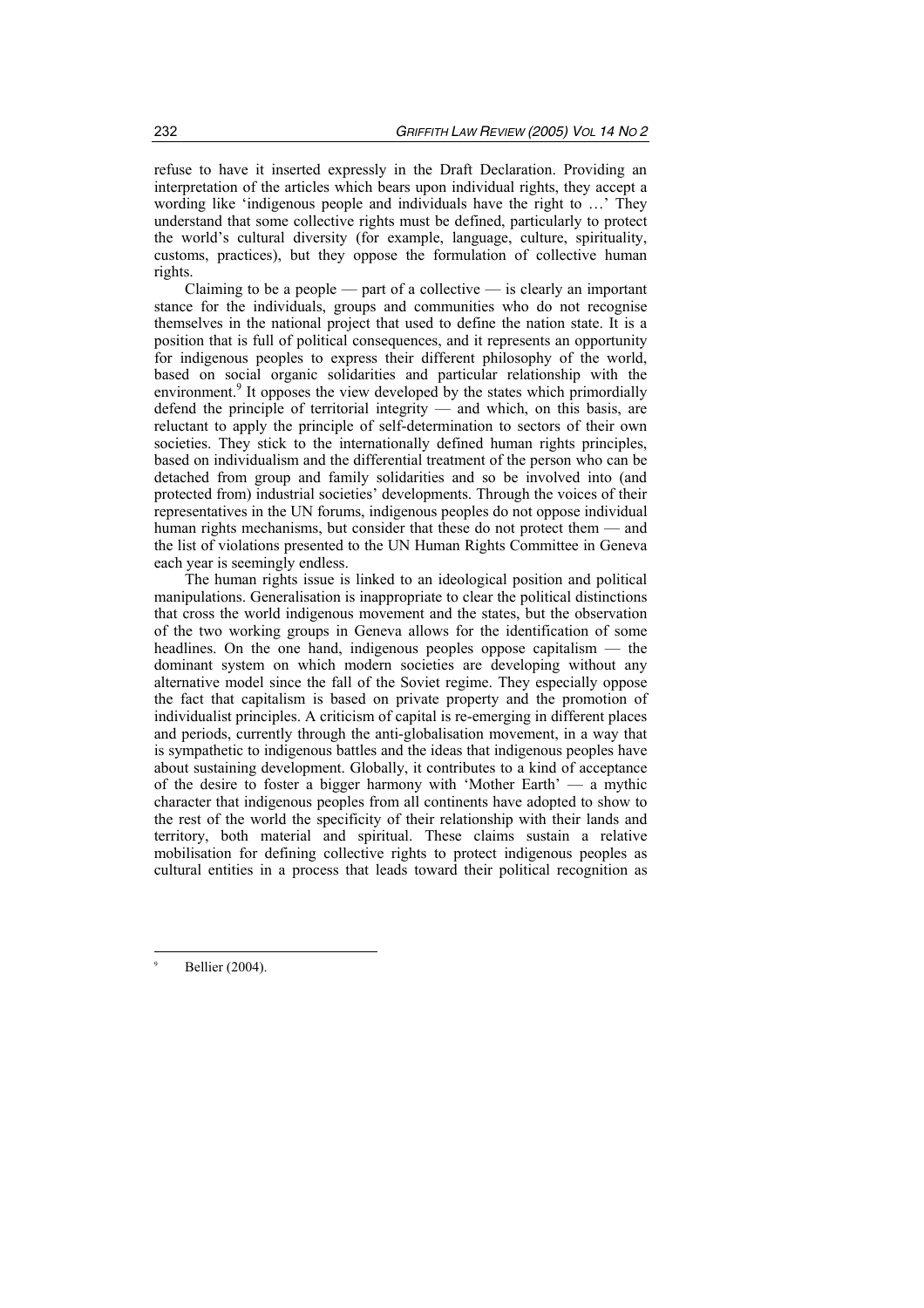refuse to have it inserted expressly in the Draft Declaration. Providing an interpretation of the articles which bears upon individual rights, they accept a wording like 'indigenous people and individuals have the right to …' They understand that some collective rights must be defined, particularly to protect the world's cultural diversity (for example, language, culture, spirituality, customs, practices), but they oppose the formulation of collective human rights.

Claiming to be a people — part of a collective — is clearly an important stance for the individuals, groups and communities who do not recognise themselves in the national project that used to define the nation state. It is a position that is full of political consequences, and it represents an opportunity for indigenous peoples to express their different philosophy of the world, based on social organic solidarities and particular relationship with the environment.[9] It opposes the view developed by the states which primordially defend the principle of territorial integrity — and which, on this basis, are reluctant to apply the principle of self-determination to sectors of their own societies. They stick to the internationally defined human rights principles, based on individualism and the differential treatment of the person who can be detached from group and family solidarities and so be involved into (and protected from) industrial societies' developments. Through the voices of their representatives in the UN forums, indigenous peoples do not oppose individual human rights mechanisms, but consider that these do not protect them — and the list of violations presented to the UN Human Rights Committee in Geneva each year is seemingly endless.

The human rights issue is linked to an ideological position and political manipulations. Generalisation is inappropriate to clear the political distinctions that cross the world indigenous movement and the states, but the observation of the two working groups in Geneva allows for the identification of some headlines. On the one hand, indigenous peoples oppose capitalism — the dominant system on which modern societies are developing without any alternative model since the fall of the Soviet regime. They especially oppose the fact that capitalism is based on private property and the promotion of individualist principles. A criticism of capital is re-emerging in different places and periods, currently through the anti-globalisation movement, in a way that is sympathetic to indigenous battles and the ideas that indigenous peoples have about sustaining development. Globally, it contributes to a kind of acceptance of the desire to foster a bigger harmony with 'Mother Earth' — a mythic character that indigenous peoples from all continents have adopted to show to the rest of the world the specificity of their relationship with their lands and territory, both material and spiritual. These claims sustain a relative mobilisation for defining collective rights to protect indigenous peoples as cultural entities in a process that leads toward their political recognition as

---

[9] Bellier (2004).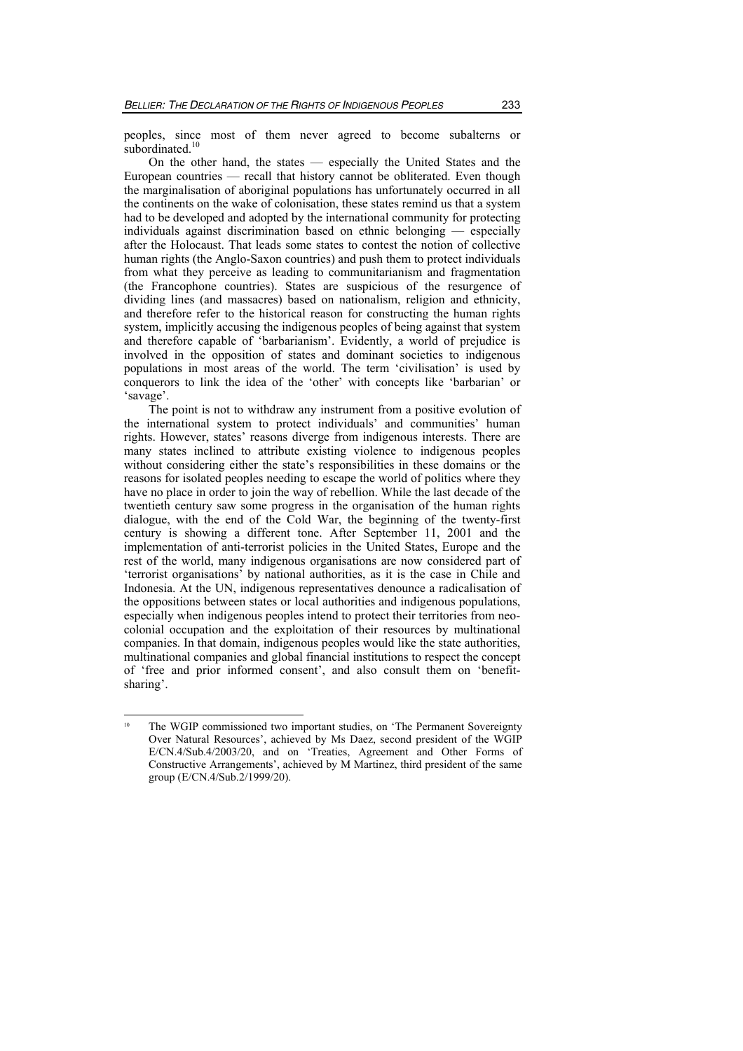peoples, since most of them never agreed to become subalterns or subordinated.[10]

On the other hand, the states — especially the United States and the European countries — recall that history cannot be obliterated. Even though the marginalisation of aboriginal populations has unfortunately occurred in all the continents on the wake of colonisation, these states remind us that a system had to be developed and adopted by the international community for protecting individuals against discrimination based on ethnic belonging — especially after the Holocaust. That leads some states to contest the notion of collective human rights (the Anglo-Saxon countries) and push them to protect individuals from what they perceive as leading to communitarianism and fragmentation (the Francophone countries). States are suspicious of the resurgence of dividing lines (and massacres) based on nationalism, religion and ethnicity, and therefore refer to the historical reason for constructing the human rights system, implicitly accusing the indigenous peoples of being against that system and therefore capable of 'barbarianism'. Evidently, a world of prejudice is involved in the opposition of states and dominant societies to indigenous populations in most areas of the world. The term 'civilisation' is used by conquerors to link the idea of the 'other' with concepts like 'barbarian' or 'savage'.

The point is not to withdraw any instrument from a positive evolution of the international system to protect individuals' and communities' human rights. However, states' reasons diverge from indigenous interests. There are many states inclined to attribute existing violence to indigenous peoples without considering either the state's responsibilities in these domains or the reasons for isolated peoples needing to escape the world of politics where they have no place in order to join the way of rebellion. While the last decade of the twentieth century saw some progress in the organisation of the human rights dialogue, with the end of the Cold War, the beginning of the twenty-first century is showing a different tone. After September 11, 2001 and the implementation of anti-terrorist policies in the United States, Europe and the rest of the world, many indigenous organisations are now considered part of 'terrorist organisations' by national authorities, as it is the case in Chile and Indonesia. At the UN, indigenous representatives denounce a radicalisation of the oppositions between states or local authorities and indigenous populations, especially when indigenous peoples intend to protect their territories from neo-colonial occupation and the exploitation of their resources by multinational companies. In that domain, indigenous peoples would like the state authorities, multinational companies and global financial institutions to respect the concept of 'free and prior informed consent', and also consult them on 'benefit-sharing'.

---

[10] The WGIP commissioned two important studies, on 'The Permanent Sovereignty Over Natural Resources', achieved by Ms Daez, second president of the WGIP E/CN.4/Sub.4/2003/20, and on 'Treaties, Agreement and Other Forms of Constructive Arrangements', achieved by M Martinez, third president of the same group (E/CN.4/Sub.2/1999/20).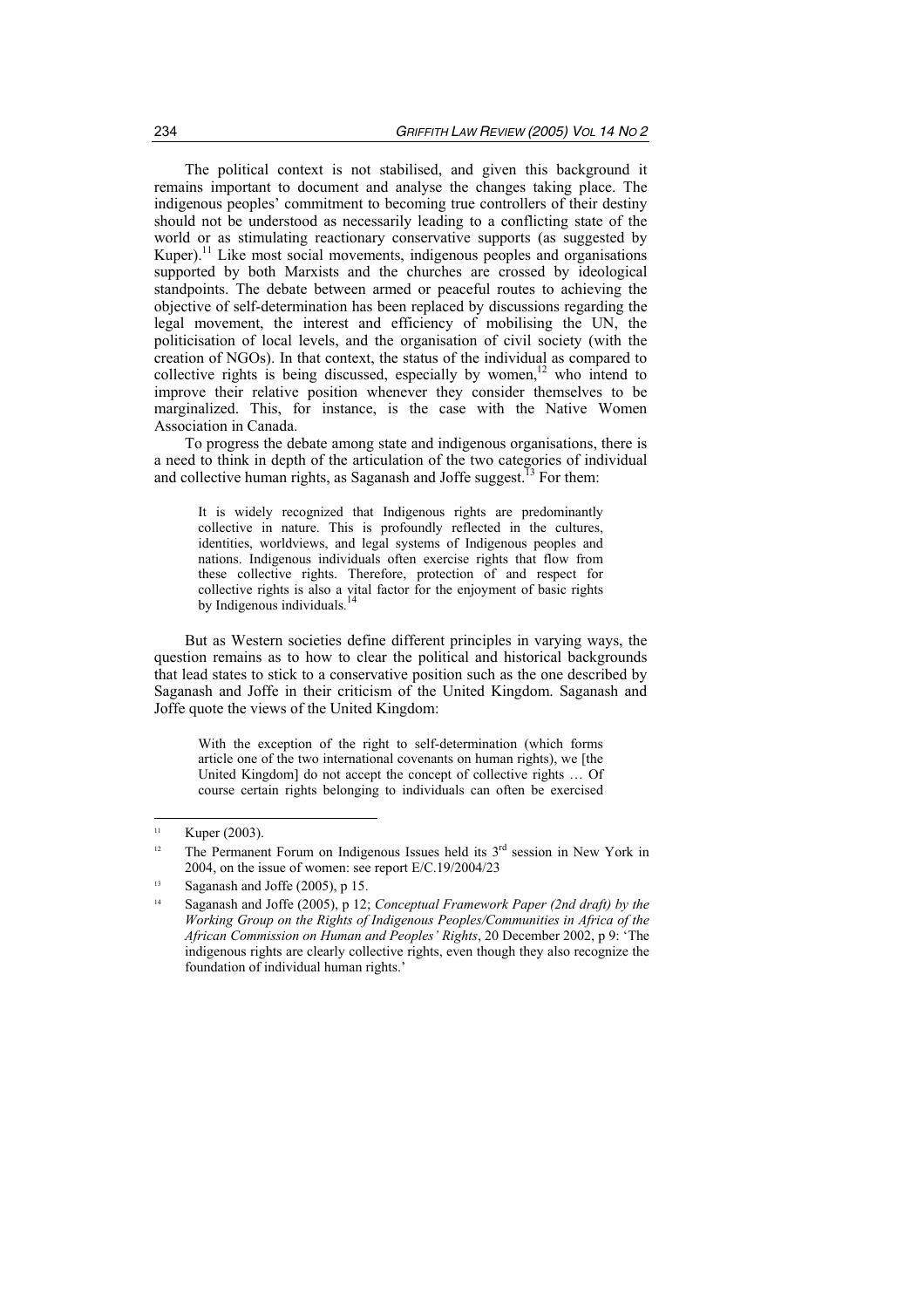The political context is not stabilised, and given this background it remains important to document and analyse the changes taking place. The indigenous peoples' commitment to becoming true controllers of their destiny should not be understood as necessarily leading to a conflicting state of the world or as stimulating reactionary conservative supports (as suggested by Kuper).[11] Like most social movements, indigenous peoples and organisations supported by both Marxists and the churches are crossed by ideological standpoints. The debate between armed or peaceful routes to achieving the objective of self-determination has been replaced by discussions regarding the legal movement, the interest and efficiency of mobilising the UN, the politicisation of local levels, and the organisation of civil society (with the creation of NGOs). In that context, the status of the individual as compared to collective rights is being discussed, especially by women,[12] who intend to improve their relative position whenever they consider themselves to be marginalized. This, for instance, is the case with the Native Women Association in Canada.

To progress the debate among state and indigenous organisations, there is a need to think in depth of the articulation of the two categories of individual and collective human rights, as Saganash and Joffe suggest.[13] For them:

> It is widely recognized that Indigenous rights are predominantly collective in nature. This is profoundly reflected in the cultures, identities, worldviews, and legal systems of Indigenous peoples and nations. Indigenous individuals often exercise rights that flow from these collective rights. Therefore, protection of and respect for collective rights is also a vital factor for the enjoyment of basic rights by Indigenous individuals.[14]

But as Western societies define different principles in varying ways, the question remains as to how to clear the political and historical backgrounds that lead states to stick to a conservative position such as the one described by Saganash and Joffe in their criticism of the United Kingdom. Saganash and Joffe quote the views of the United Kingdom:

> With the exception of the right to self-determination (which forms article one of the two international covenants on human rights), we [the United Kingdom] do not accept the concept of collective rights … Of course certain rights belonging to individuals can often be exercised

---

[11] Kuper (2003).

[12] The Permanent Forum on Indigenous Issues held its 3rd session in New York in 2004, on the issue of women: see report E/C.19/2004/23

[13] Saganash and Joffe (2005), p 15.

[14] Saganash and Joffe (2005), p 12; *Conceptual Framework Paper (2nd draft) by the Working Group on the Rights of Indigenous Peoples/Communities in Africa of the African Commission on Human and Peoples' Rights*, 20 December 2002, p 9: 'The indigenous rights are clearly collective rights, even though they also recognize the foundation of individual human rights.'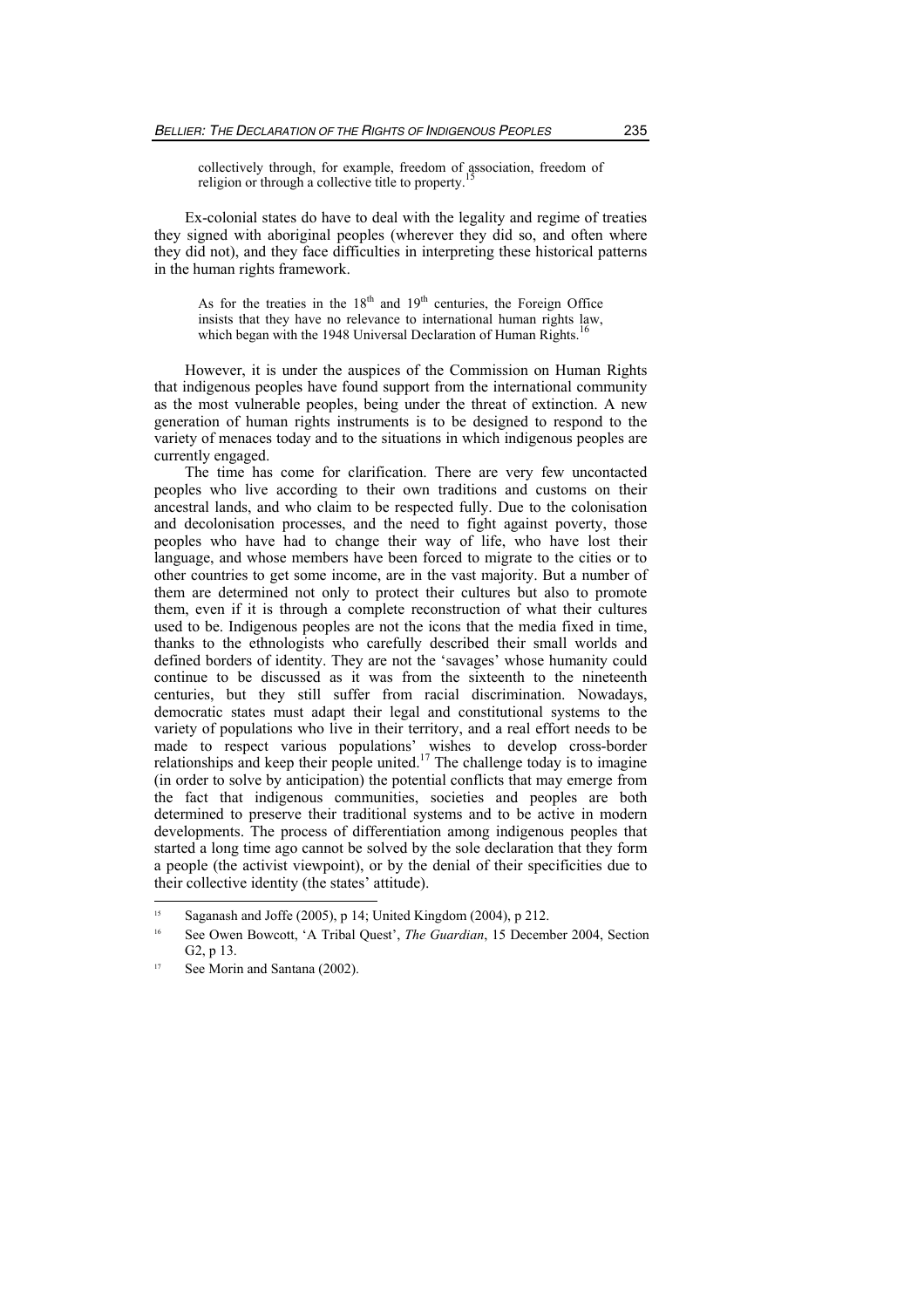> collectively through, for example, freedom of association, freedom of religion or through a collective title to property.[15]

Ex-colonial states do have to deal with the legality and regime of treaties they signed with aboriginal peoples (wherever they did so, and often where they did not), and they face difficulties in interpreting these historical patterns in the human rights framework.

> As for the treaties in the 18th and 19th centuries, the Foreign Office insists that they have no relevance to international human rights law, which began with the 1948 Universal Declaration of Human Rights.[16]

However, it is under the auspices of the Commission on Human Rights that indigenous peoples have found support from the international community as the most vulnerable peoples, being under the threat of extinction. A new generation of human rights instruments is to be designed to respond to the variety of menaces today and to the situations in which indigenous peoples are currently engaged.

The time has come for clarification. There are very few uncontacted peoples who live according to their own traditions and customs on their ancestral lands, and who claim to be respected fully. Due to the colonisation and decolonisation processes, and the need to fight against poverty, those peoples who have had to change their way of life, who have lost their language, and whose members have been forced to migrate to the cities or to other countries to get some income, are in the vast majority. But a number of them are determined not only to protect their cultures but also to promote them, even if it is through a complete reconstruction of what their cultures used to be. Indigenous peoples are not the icons that the media fixed in time, thanks to the ethnologists who carefully described their small worlds and defined borders of identity. They are not the 'savages' whose humanity could continue to be discussed as it was from the sixteenth to the nineteenth centuries, but they still suffer from racial discrimination. Nowadays, democratic states must adapt their legal and constitutional systems to the variety of populations who live in their territory, and a real effort needs to be made to respect various populations' wishes to develop cross-border relationships and keep their people united.[17] The challenge today is to imagine (in order to solve by anticipation) the potential conflicts that may emerge from the fact that indigenous communities, societies and peoples are both determined to preserve their traditional systems and to be active in modern developments. The process of differentiation among indigenous peoples that started a long time ago cannot be solved by the sole declaration that they form a people (the activist viewpoint), or by the denial of their specificities due to their collective identity (the states' attitude).

---

[15] Saganash and Joffe (2005), p 14; United Kingdom (2004), p 212.

[16] See Owen Bowcott, 'A Tribal Quest', *The Guardian*, 15 December 2004, Section G2, p 13.

[17] See Morin and Santana (2002).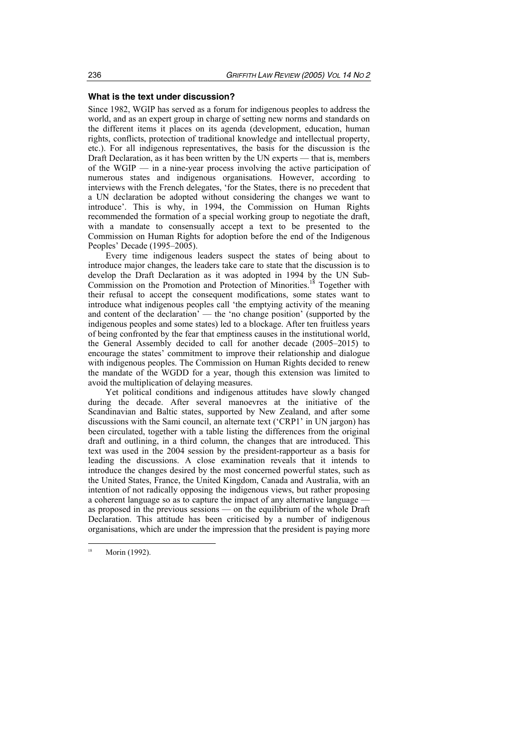### What is the text under discussion?

Since 1982, WGIP has served as a forum for indigenous peoples to address the world, and as an expert group in charge of setting new norms and standards on the different items it places on its agenda (development, education, human rights, conflicts, protection of traditional knowledge and intellectual property, etc.). For all indigenous representatives, the basis for the discussion is the Draft Declaration, as it has been written by the UN experts — that is, members of the WGIP — in a nine-year process involving the active participation of numerous states and indigenous organisations. However, according to interviews with the French delegates, 'for the States, there is no precedent that a UN declaration be adopted without considering the changes we want to introduce'. This is why, in 1994, the Commission on Human Rights recommended the formation of a special working group to negotiate the draft, with a mandate to consensually accept a text to be presented to the Commission on Human Rights for adoption before the end of the Indigenous Peoples' Decade (1995–2005).

Every time indigenous leaders suspect the states of being about to introduce major changes, the leaders take care to state that the discussion is to develop the Draft Declaration as it was adopted in 1994 by the UN Sub-Commission on the Promotion and Protection of Minorities.[18] Together with their refusal to accept the consequent modifications, some states want to introduce what indigenous peoples call 'the emptying activity of the meaning and content of the declaration' — the 'no change position' (supported by the indigenous peoples and some states) led to a blockage. After ten fruitless years of being confronted by the fear that emptiness causes in the institutional world, the General Assembly decided to call for another decade (2005–2015) to encourage the states' commitment to improve their relationship and dialogue with indigenous peoples. The Commission on Human Rights decided to renew the mandate of the WGDD for a year, though this extension was limited to avoid the multiplication of delaying measures.

Yet political conditions and indigenous attitudes have slowly changed during the decade. After several manoeuvres at the initiative of the Scandinavian and Baltic states, supported by New Zealand, and after some discussions with the Sami council, an alternate text ('CRP1' in UN jargon) has been circulated, together with a table listing the differences from the original draft and outlining, in a third column, the changes that are introduced. This text was used in the 2004 session by the president-rapporteur as a basis for leading the discussions. A close examination reveals that it intends to introduce the changes desired by the most concerned powerful states, such as the United States, France, the United Kingdom, Canada and Australia, with an intention of not radically opposing the indigenous views, but rather proposing a coherent language so as to capture the impact of any alternative language — as proposed in the previous sessions — on the equilibrium of the whole Draft Declaration. This attitude has been criticised by a number of indigenous organisations, which are under the impression that the president is paying more

---

[18] Morin (1992).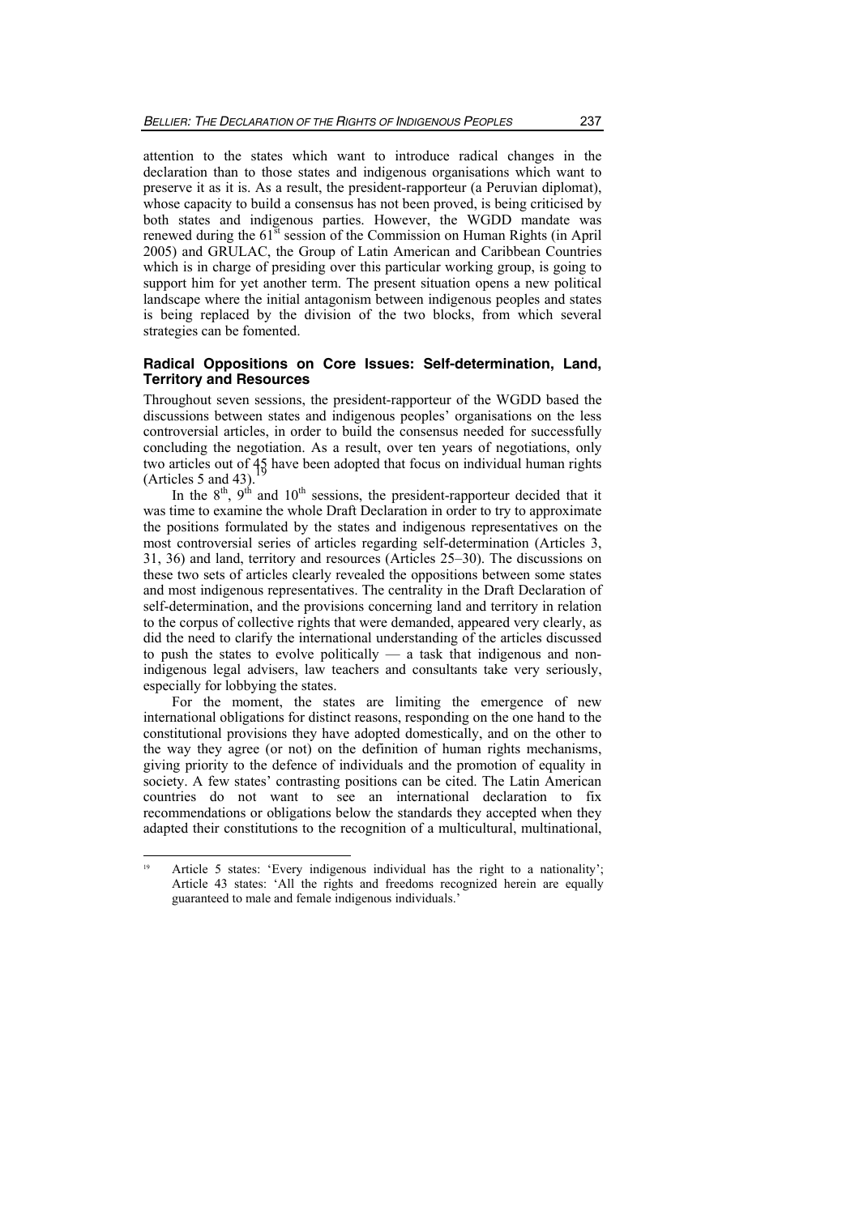attention to the states which want to introduce radical changes in the declaration than to those states and indigenous organisations which want to preserve it as it is. As a result, the president-rapporteur (a Peruvian diplomat), whose capacity to build a consensus has not been proved, is being criticised by both states and indigenous parties. However, the WGDD mandate was renewed during the 61st session of the Commission on Human Rights (in April 2005) and GRULAC, the Group of Latin American and Caribbean Countries which is in charge of presiding over this particular working group, is going to support him for yet another term. The present situation opens a new political landscape where the initial antagonism between indigenous peoples and states is being replaced by the division of the two blocks, from which several strategies can be fomented.

## Radical Oppositions on Core Issues: Self-determination, Land, Territory and Resources

Throughout seven sessions, the president-rapporteur of the WGDD based the discussions between states and indigenous peoples' organisations on the less controversial articles, in order to build the consensus needed for successfully concluding the negotiation. As a result, over ten years of negotiations, only two articles out of 45 have been adopted that focus on individual human rights (Articles 5 and 43).[19]

In the 8th, 9th and 10th sessions, the president-rapporteur decided that it was time to examine the whole Draft Declaration in order to try to approximate the positions formulated by the states and indigenous representatives on the most controversial series of articles regarding self-determination (Articles 3, 31, 36) and land, territory and resources (Articles 25–30). The discussions on these two sets of articles clearly revealed the oppositions between some states and most indigenous representatives. The centrality in the Draft Declaration of self-determination, and the provisions concerning land and territory in relation to the corpus of collective rights that were demanded, appeared very clearly, as did the need to clarify the international understanding of the articles discussed to push the states to evolve politically — a task that indigenous and non-indigenous legal advisers, law teachers and consultants take very seriously, especially for lobbying the states.

For the moment, the states are limiting the emergence of new international obligations for distinct reasons, responding on the one hand to the constitutional provisions they have adopted domestically, and on the other to the way they agree (or not) on the definition of human rights mechanisms, giving priority to the defence of individuals and the promotion of equality in society. A few states' contrasting positions can be cited. The Latin American countries do not want to see an international declaration to fix recommendations or obligations below the standards they accepted when they adapted their constitutions to the recognition of a multicultural, multinational,

---

[19] Article 5 states: 'Every indigenous individual has the right to a nationality'; Article 43 states: 'All the rights and freedoms recognized herein are equally guaranteed to male and female indigenous individuals.'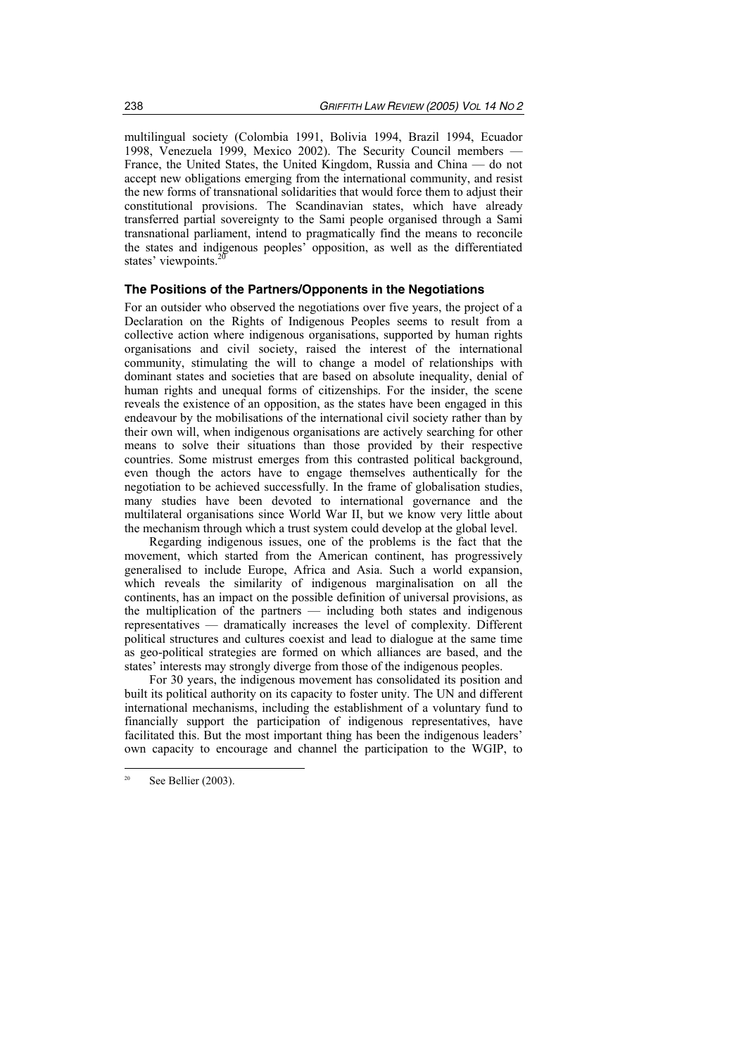multilingual society (Colombia 1991, Bolivia 1994, Brazil 1994, Ecuador 1998, Venezuela 1999, Mexico 2002). The Security Council members — France, the United States, the United Kingdom, Russia and China — do not accept new obligations emerging from the international community, and resist the new forms of transnational solidarities that would force them to adjust their constitutional provisions. The Scandinavian states, which have already transferred partial sovereignty to the Sami people organised through a Sami transnational parliament, intend to pragmatically find the means to reconcile the states and indigenous peoples' opposition, as well as the differentiated states' viewpoints.[20]

### The Positions of the Partners/Opponents in the Negotiations

For an outsider who observed the negotiations over five years, the project of a Declaration on the Rights of Indigenous Peoples seems to result from a collective action where indigenous organisations, supported by human rights organisations and civil society, raised the interest of the international community, stimulating the will to change a model of relationships with dominant states and societies that are based on absolute inequality, denial of human rights and unequal forms of citizenships. For the insider, the scene reveals the existence of an opposition, as the states have been engaged in this endeavour by the mobilisations of the international civil society rather than by their own will, when indigenous organisations are actively searching for other means to solve their situations than those provided by their respective countries. Some mistrust emerges from this contrasted political background, even though the actors have to engage themselves authentically for the negotiation to be achieved successfully. In the frame of globalisation studies, many studies have been devoted to international governance and the multilateral organisations since World War II, but we know very little about the mechanism through which a trust system could develop at the global level.

Regarding indigenous issues, one of the problems is the fact that the movement, which started from the American continent, has progressively generalised to include Europe, Africa and Asia. Such a world expansion, which reveals the similarity of indigenous marginalisation on all the continents, has an impact on the possible definition of universal provisions, as the multiplication of the partners — including both states and indigenous representatives — dramatically increases the level of complexity. Different political structures and cultures coexist and lead to dialogue at the same time as geo-political strategies are formed on which alliances are based, and the states' interests may strongly diverge from those of the indigenous peoples.

For 30 years, the indigenous movement has consolidated its position and built its political authority on its capacity to foster unity. The UN and different international mechanisms, including the establishment of a voluntary fund to financially support the participation of indigenous representatives, have facilitated this. But the most important thing has been the indigenous leaders' own capacity to encourage and channel the participation to the WGIP, to

---

[20] See Bellier (2003).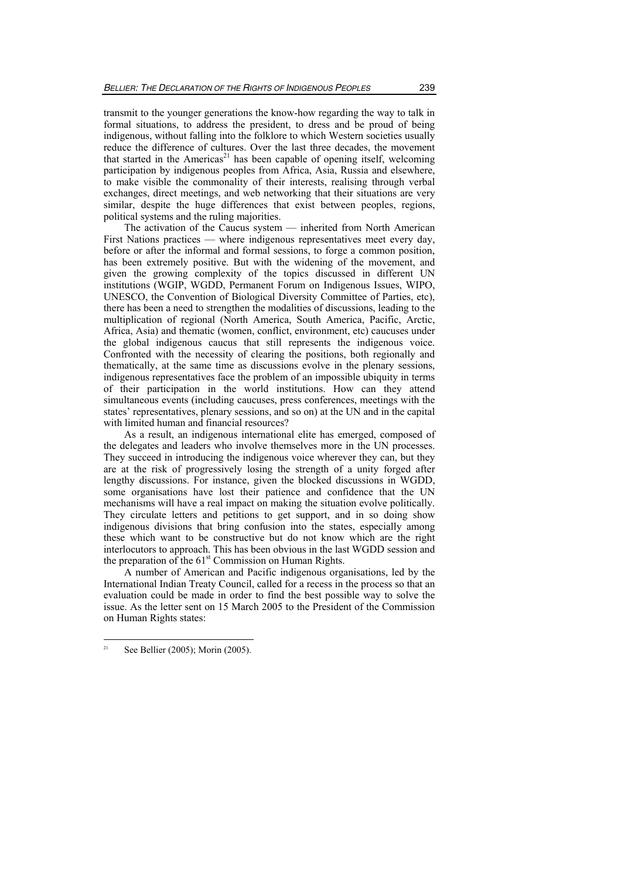transmit to the younger generations the know-how regarding the way to talk in formal situations, to address the president, to dress and be proud of being indigenous, without falling into the folklore to which Western societies usually reduce the difference of cultures. Over the last three decades, the movement that started in the Americas[21] has been capable of opening itself, welcoming participation by indigenous peoples from Africa, Asia, Russia and elsewhere, to make visible the commonality of their interests, realising through verbal exchanges, direct meetings, and web networking that their situations are very similar, despite the huge differences that exist between peoples, regions, political systems and the ruling majorities.

The activation of the Caucus system — inherited from North American First Nations practices — where indigenous representatives meet every day, before or after the informal and formal sessions, to forge a common position, has been extremely positive. But with the widening of the movement, and given the growing complexity of the topics discussed in different UN institutions (WGIP, WGDD, Permanent Forum on Indigenous Issues, WIPO, UNESCO, the Convention of Biological Diversity Committee of Parties, etc), there has been a need to strengthen the modalities of discussions, leading to the multiplication of regional (North America, South America, Pacific, Arctic, Africa, Asia) and thematic (women, conflict, environment, etc) caucuses under the global indigenous caucus that still represents the indigenous voice. Confronted with the necessity of clearing the positions, both regionally and thematically, at the same time as discussions evolve in the plenary sessions, indigenous representatives face the problem of an impossible ubiquity in terms of their participation in the world institutions. How can they attend simultaneous events (including caucuses, press conferences, meetings with the states' representatives, plenary sessions, and so on) at the UN and in the capital with limited human and financial resources?

As a result, an indigenous international elite has emerged, composed of the delegates and leaders who involve themselves more in the UN processes. They succeed in introducing the indigenous voice wherever they can, but they are at the risk of progressively losing the strength of a unity forged after lengthy discussions. For instance, given the blocked discussions in WGDD, some organisations have lost their patience and confidence that the UN mechanisms will have a real impact on making the situation evolve politically. They circulate letters and petitions to get support, and in so doing show indigenous divisions that bring confusion into the states, especially among these which want to be constructive but do not know which are the right interlocutors to approach. This has been obvious in the last WGDD session and the preparation of the 61st Commission on Human Rights.

A number of American and Pacific indigenous organisations, led by the International Indian Treaty Council, called for a recess in the process so that an evaluation could be made in order to find the best possible way to solve the issue. As the letter sent on 15 March 2005 to the President of the Commission on Human Rights states:

---

[21] See Bellier (2005); Morin (2005).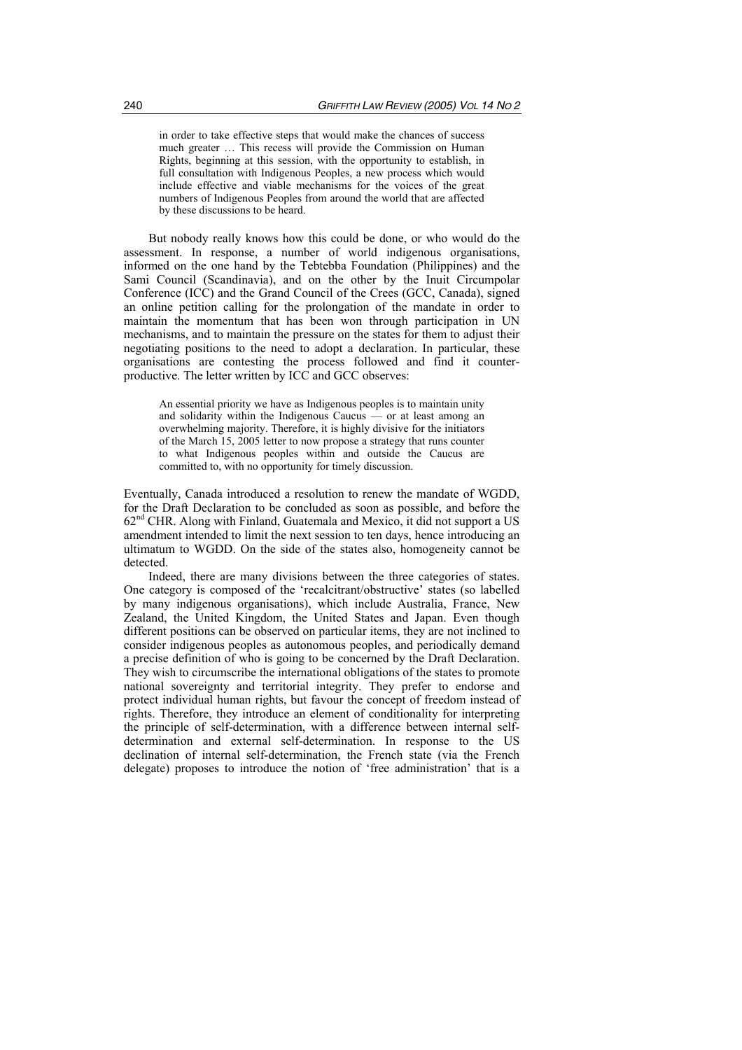> in order to take effective steps that would make the chances of success much greater … This recess will provide the Commission on Human Rights, beginning at this session, with the opportunity to establish, in full consultation with Indigenous Peoples, a new process which would include effective and viable mechanisms for the voices of the great numbers of Indigenous Peoples from around the world that are affected by these discussions to be heard.

But nobody really knows how this could be done, or who would do the assessment. In response, a number of world indigenous organisations, informed on the one hand by the Tebtebba Foundation (Philippines) and the Sami Council (Scandinavia), and on the other by the Inuit Circumpolar Conference (ICC) and the Grand Council of the Crees (GCC, Canada), signed an online petition calling for the prolongation of the mandate in order to maintain the momentum that has been won through participation in UN mechanisms, and to maintain the pressure on the states for them to adjust their negotiating positions to the need to adopt a declaration. In particular, these organisations are contesting the process followed and find it counter-productive. The letter written by ICC and GCC observes:

> An essential priority we have as Indigenous peoples is to maintain unity and solidarity within the Indigenous Caucus — or at least among an overwhelming majority. Therefore, it is highly divisive for the initiators of the March 15, 2005 letter to now propose a strategy that runs counter to what Indigenous peoples within and outside the Caucus are committed to, with no opportunity for timely discussion.

Eventually, Canada introduced a resolution to renew the mandate of WGDD, for the Draft Declaration to be concluded as soon as possible, and before the 62nd CHR. Along with Finland, Guatemala and Mexico, it did not support a US amendment intended to limit the next session to ten days, hence introducing an ultimatum to WGDD. On the side of the states also, homogeneity cannot be detected.

Indeed, there are many divisions between the three categories of states. One category is composed of the 'recalcitrant/obstructive' states (so labelled by many indigenous organisations), which include Australia, France, New Zealand, the United Kingdom, the United States and Japan. Even though different positions can be observed on particular items, they are not inclined to consider indigenous peoples as autonomous peoples, and periodically demand a precise definition of who is going to be concerned by the Draft Declaration. They wish to circumscribe the international obligations of the states to promote national sovereignty and territorial integrity. They prefer to endorse and protect individual human rights, but favour the concept of freedom instead of rights. Therefore, they introduce an element of conditionality for interpreting the principle of self-determination, with a difference between internal self-determination and external self-determination. In response to the US declination of internal self-determination, the French state (via the French delegate) proposes to introduce the notion of 'free administration' that is a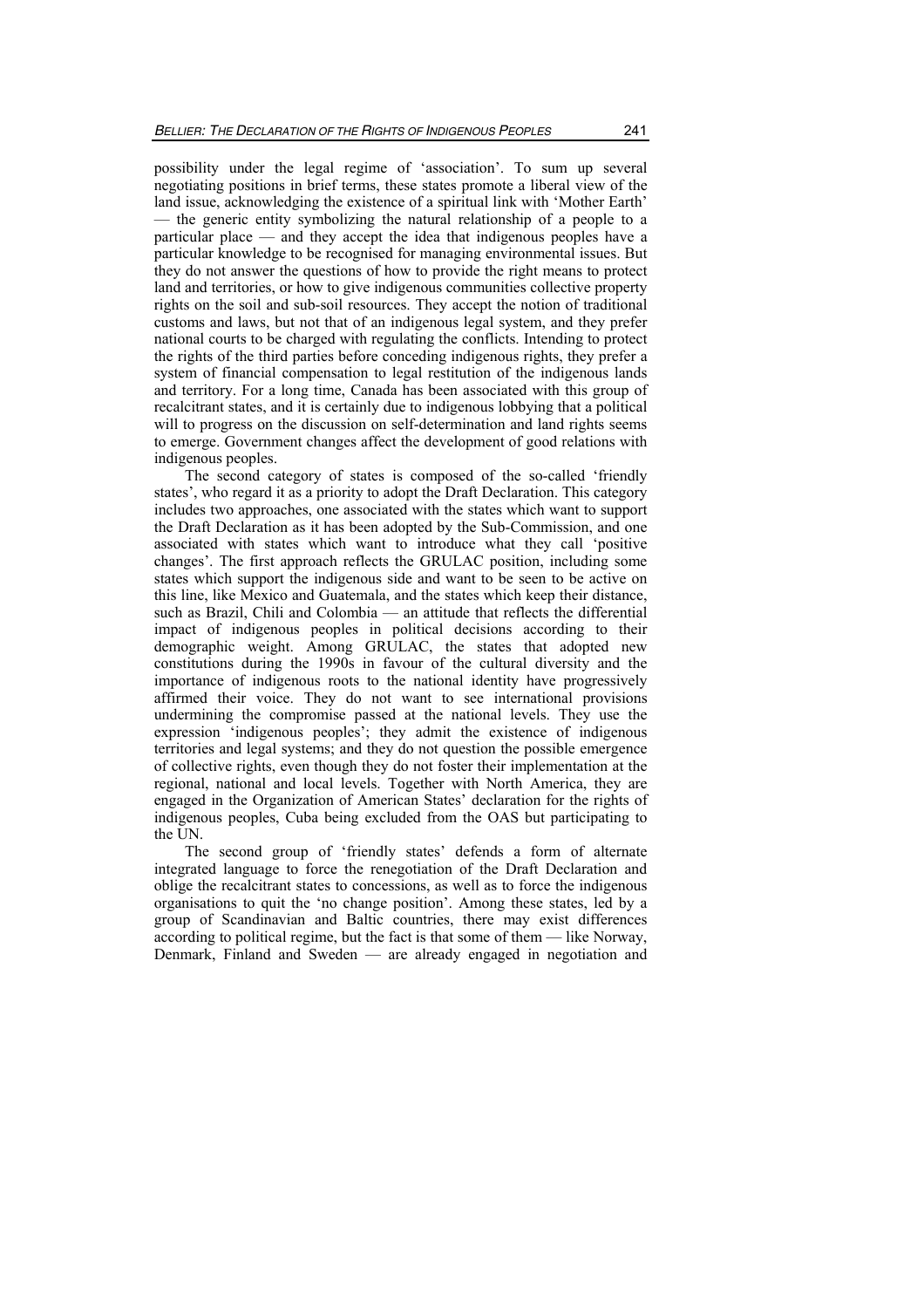possibility under the legal regime of 'association'. To sum up several negotiating positions in brief terms, these states promote a liberal view of the land issue, acknowledging the existence of a spiritual link with 'Mother Earth' — the generic entity symbolizing the natural relationship of a people to a particular place — and they accept the idea that indigenous peoples have a particular knowledge to be recognised for managing environmental issues. But they do not answer the questions of how to provide the right means to protect land and territories, or how to give indigenous communities collective property rights on the soil and sub-soil resources. They accept the notion of traditional customs and laws, but not that of an indigenous legal system, and they prefer national courts to be charged with regulating the conflicts. Intending to protect the rights of the third parties before conceding indigenous rights, they prefer a system of financial compensation to legal restitution of the indigenous lands and territory. For a long time, Canada has been associated with this group of recalcitrant states, and it is certainly due to indigenous lobbying that a political will to progress on the discussion on self-determination and land rights seems to emerge. Government changes affect the development of good relations with indigenous peoples.

The second category of states is composed of the so-called 'friendly states', who regard it as a priority to adopt the Draft Declaration. This category includes two approaches, one associated with the states which want to support the Draft Declaration as it has been adopted by the Sub-Commission, and one associated with states which want to introduce what they call 'positive changes'. The first approach reflects the GRULAC position, including some states which support the indigenous side and want to be seen to be active on this line, like Mexico and Guatemala, and the states which keep their distance, such as Brazil, Chili and Colombia — an attitude that reflects the differential impact of indigenous peoples in political decisions according to their demographic weight. Among GRULAC, the states that adopted new constitutions during the 1990s in favour of the cultural diversity and the importance of indigenous roots to the national identity have progressively affirmed their voice. They do not want to see international provisions undermining the compromise passed at the national levels. They use the expression 'indigenous peoples'; they admit the existence of indigenous territories and legal systems; and they do not question the possible emergence of collective rights, even though they do not foster their implementation at the regional, national and local levels. Together with North America, they are engaged in the Organization of American States' declaration for the rights of indigenous peoples, Cuba being excluded from the OAS but participating to the UN.

The second group of 'friendly states' defends a form of alternate integrated language to force the renegotiation of the Draft Declaration and oblige the recalcitrant states to concessions, as well as to force the indigenous organisations to quit the 'no change position'. Among these states, led by a group of Scandinavian and Baltic countries, there may exist differences according to political regime, but the fact is that some of them — like Norway, Denmark, Finland and Sweden — are already engaged in negotiation and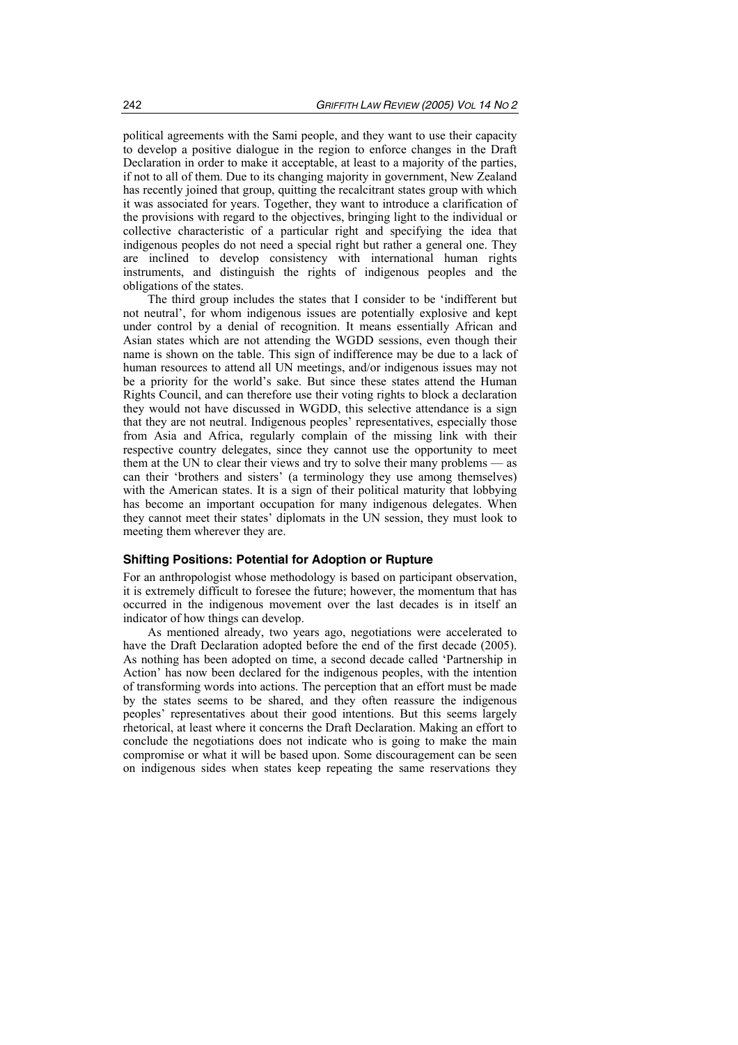political agreements with the Sami people, and they want to use their capacity to develop a positive dialogue in the region to enforce changes in the Draft Declaration in order to make it acceptable, at least to a majority of the parties, if not to all of them. Due to its changing majority in government, New Zealand has recently joined that group, quitting the recalcitrant states group with which it was associated for years. Together, they want to introduce a clarification of the provisions with regard to the objectives, bringing light to the individual or collective characteristic of a particular right and specifying the idea that indigenous peoples do not need a special right but rather a general one. They are inclined to develop consistency with international human rights instruments, and distinguish the rights of indigenous peoples and the obligations of the states.

The third group includes the states that I consider to be 'indifferent but not neutral', for whom indigenous issues are potentially explosive and kept under control by a denial of recognition. It means essentially African and Asian states which are not attending the WGDD sessions, even though their name is shown on the table. This sign of indifference may be due to a lack of human resources to attend all UN meetings, and/or indigenous issues may not be a priority for the world's sake. But since these states attend the Human Rights Council, and can therefore use their voting rights to block a declaration they would not have discussed in WGDD, this selective attendance is a sign that they are not neutral. Indigenous peoples' representatives, especially those from Asia and Africa, regularly complain of the missing link with their respective country delegates, since they cannot use the opportunity to meet them at the UN to clear their views and try to solve their many problems — as can their 'brothers and sisters' (a terminology they use among themselves) with the American states. It is a sign of their political maturity that lobbying has become an important occupation for many indigenous delegates. When they cannot meet their states' diplomats in the UN session, they must look to meeting them wherever they are.

## Shifting Positions: Potential for Adoption or Rupture

For an anthropologist whose methodology is based on participant observation, it is extremely difficult to foresee the future; however, the momentum that has occurred in the indigenous movement over the last decades is in itself an indicator of how things can develop.

As mentioned already, two years ago, negotiations were accelerated to have the Draft Declaration adopted before the end of the first decade (2005). As nothing has been adopted on time, a second decade called 'Partnership in Action' has now been declared for the indigenous peoples, with the intention of transforming words into actions. The perception that an effort must be made by the states seems to be shared, and they often reassure the indigenous peoples' representatives about their good intentions. But this seems largely rhetorical, at least where it concerns the Draft Declaration. Making an effort to conclude the negotiations does not indicate who is going to make the main compromise or what it will be based upon. Some discouragement can be seen on indigenous sides when states keep repeating the same reservations they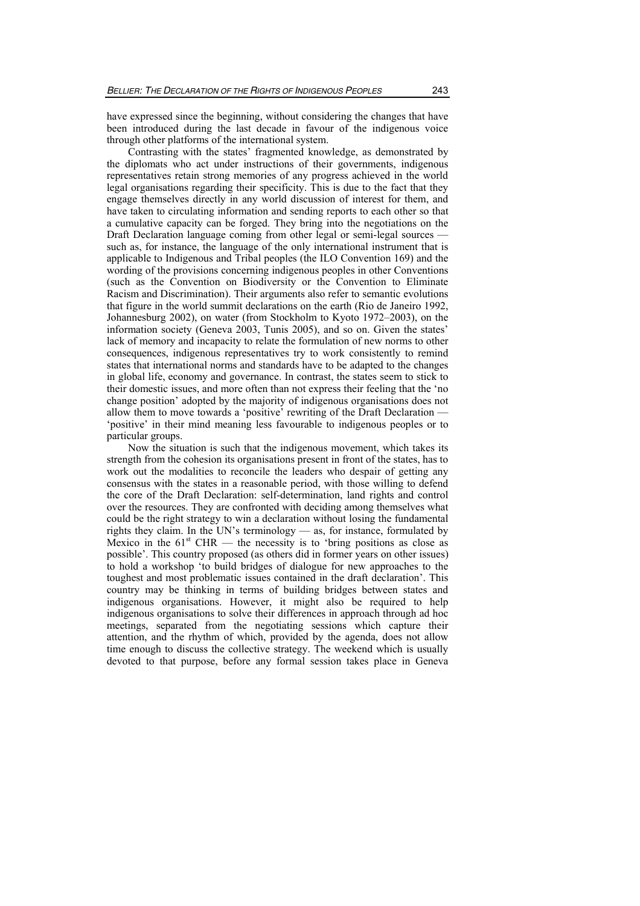have expressed since the beginning, without considering the changes that have been introduced during the last decade in favour of the indigenous voice through other platforms of the international system.

Contrasting with the states' fragmented knowledge, as demonstrated by the diplomats who act under instructions of their governments, indigenous representatives retain strong memories of any progress achieved in the world legal organisations regarding their specificity. This is due to the fact that they engage themselves directly in any world discussion of interest for them, and have taken to circulating information and sending reports to each other so that a cumulative capacity can be forged. They bring into the negotiations on the Draft Declaration language coming from other legal or semi-legal sources — such as, for instance, the language of the only international instrument that is applicable to Indigenous and Tribal peoples (the ILO Convention 169) and the wording of the provisions concerning indigenous peoples in other Conventions (such as the Convention on Biodiversity or the Convention to Eliminate Racism and Discrimination). Their arguments also refer to semantic evolutions that figure in the world summit declarations on the earth (Rio de Janeiro 1992, Johannesburg 2002), on water (from Stockholm to Kyoto 1972–2003), on the information society (Geneva 2003, Tunis 2005), and so on. Given the states' lack of memory and incapacity to relate the formulation of new norms to other consequences, indigenous representatives try to work consistently to remind states that international norms and standards have to be adapted to the changes in global life, economy and governance. In contrast, the states seem to stick to their domestic issues, and more often than not express their feeling that the 'no change position' adopted by the majority of indigenous organisations does not allow them to move towards a 'positive' rewriting of the Draft Declaration — 'positive' in their mind meaning less favourable to indigenous peoples or to particular groups.

Now the situation is such that the indigenous movement, which takes its strength from the cohesion its organisations present in front of the states, has to work out the modalities to reconcile the leaders who despair of getting any consensus with the states in a reasonable period, with those willing to defend the core of the Draft Declaration: self-determination, land rights and control over the resources. They are confronted with deciding among themselves what could be the right strategy to win a declaration without losing the fundamental rights they claim. In the UN's terminology — as, for instance, formulated by Mexico in the 61st CHR — the necessity is to 'bring positions as close as possible'. This country proposed (as others did in former years on other issues) to hold a workshop 'to build bridges of dialogue for new approaches to the toughest and most problematic issues contained in the draft declaration'. This country may be thinking in terms of building bridges between states and indigenous organisations. However, it might also be required to help indigenous organisations to solve their differences in approach through ad hoc meetings, separated from the negotiating sessions which capture their attention, and the rhythm of which, provided by the agenda, does not allow time enough to discuss the collective strategy. The weekend which is usually devoted to that purpose, before any formal session takes place in Geneva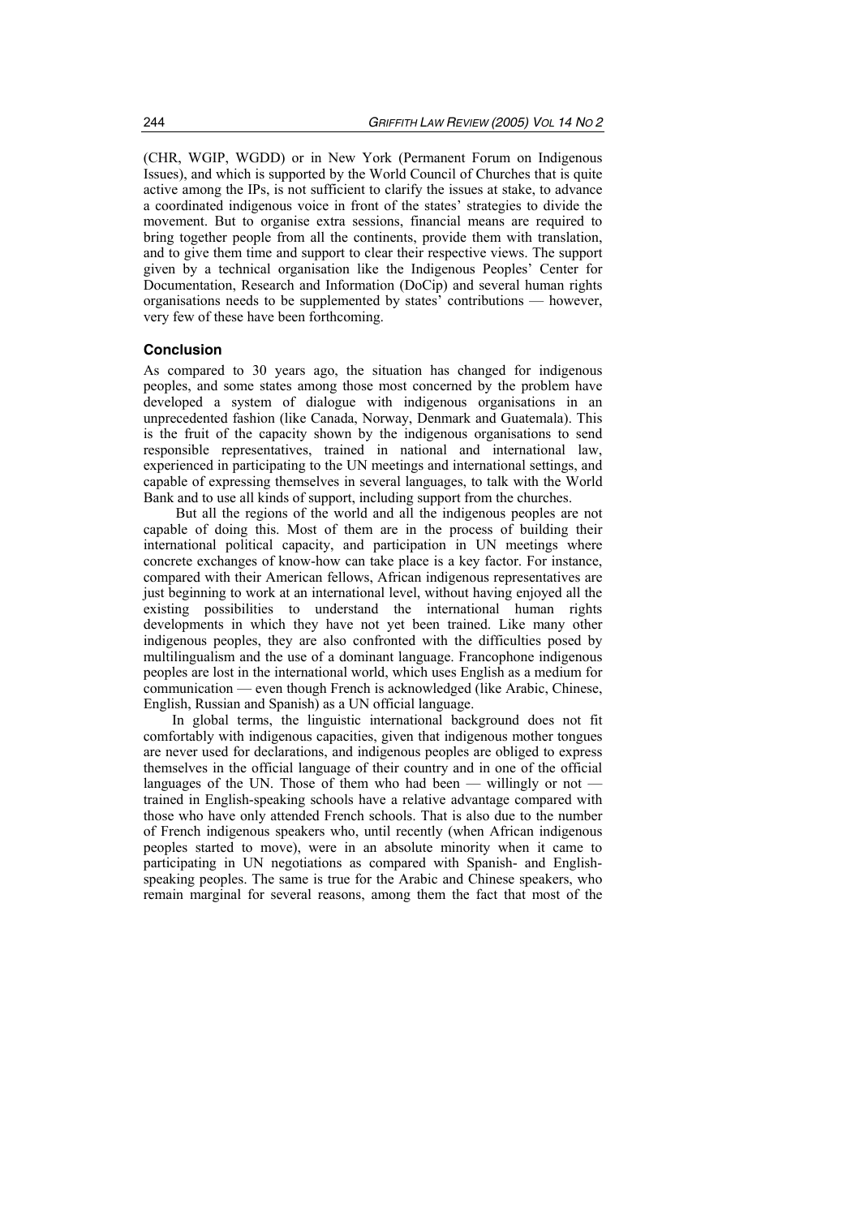(CHR, WGIP, WGDD) or in New York (Permanent Forum on Indigenous Issues), and which is supported by the World Council of Churches that is quite active among the IPs, is not sufficient to clarify the issues at stake, to advance a coordinated indigenous voice in front of the states' strategies to divide the movement. But to organise extra sessions, financial means are required to bring together people from all the continents, provide them with translation, and to give them time and support to clear their respective views. The support given by a technical organisation like the Indigenous Peoples' Center for Documentation, Research and Information (DoCip) and several human rights organisations needs to be supplemented by states' contributions — however, very few of these have been forthcoming.

### Conclusion

As compared to 30 years ago, the situation has changed for indigenous peoples, and some states among those most concerned by the problem have developed a system of dialogue with indigenous organisations in an unprecedented fashion (like Canada, Norway, Denmark and Guatemala). This is the fruit of the capacity shown by the indigenous organisations to send responsible representatives, trained in national and international law, experienced in participating to the UN meetings and international settings, and capable of expressing themselves in several languages, to talk with the World Bank and to use all kinds of support, including support from the churches.

But all the regions of the world and all the indigenous peoples are not capable of doing this. Most of them are in the process of building their international political capacity, and participation in UN meetings where concrete exchanges of know-how can take place is a key factor. For instance, compared with their American fellows, African indigenous representatives are just beginning to work at an international level, without having enjoyed all the existing possibilities to understand the international human rights developments in which they have not yet been trained. Like many other indigenous peoples, they are also confronted with the difficulties posed by multilingualism and the use of a dominant language. Francophone indigenous peoples are lost in the international world, which uses English as a medium for communication — even though French is acknowledged (like Arabic, Chinese, English, Russian and Spanish) as a UN official language.

In global terms, the linguistic international background does not fit comfortably with indigenous capacities, given that indigenous mother tongues are never used for declarations, and indigenous peoples are obliged to express themselves in the official language of their country and in one of the official languages of the UN. Those of them who had been — willingly or not — trained in English-speaking schools have a relative advantage compared with those who have only attended French schools. That is also due to the number of French indigenous speakers who, until recently (when African indigenous peoples started to move), were in an absolute minority when it came to participating in UN negotiations as compared with Spanish- and English-speaking peoples. The same is true for the Arabic and Chinese speakers, who remain marginal for several reasons, among them the fact that most of the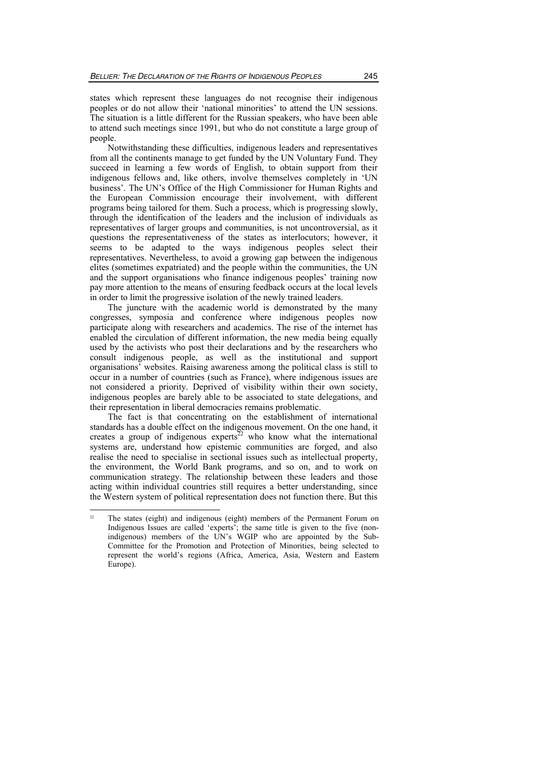states which represent these languages do not recognise their indigenous peoples or do not allow their 'national minorities' to attend the UN sessions. The situation is a little different for the Russian speakers, who have been able to attend such meetings since 1991, but who do not constitute a large group of people.

Notwithstanding these difficulties, indigenous leaders and representatives from all the continents manage to get funded by the UN Voluntary Fund. They succeed in learning a few words of English, to obtain support from their indigenous fellows and, like others, involve themselves completely in 'UN business'. The UN's Office of the High Commissioner for Human Rights and the European Commission encourage their involvement, with different programs being tailored for them. Such a process, which is progressing slowly, through the identification of the leaders and the inclusion of individuals as representatives of larger groups and communities, is not uncontroversial, as it questions the representativeness of the states as interlocutors; however, it seems to be adapted to the ways indigenous peoples select their representatives. Nevertheless, to avoid a growing gap between the indigenous elites (sometimes expatriated) and the people within the communities, the UN and the support organisations who finance indigenous peoples' training now pay more attention to the means of ensuring feedback occurs at the local levels in order to limit the progressive isolation of the newly trained leaders.

The juncture with the academic world is demonstrated by the many congresses, symposia and conference where indigenous peoples now participate along with researchers and academics. The rise of the internet has enabled the circulation of different information, the new media being equally used by the activists who post their declarations and by the researchers who consult indigenous people, as well as the institutional and support organisations' websites. Raising awareness among the political class is still to occur in a number of countries (such as France), where indigenous issues are not considered a priority. Deprived of visibility within their own society, indigenous peoples are barely able to be associated to state delegations, and their representation in liberal democracies remains problematic.

The fact is that concentrating on the establishment of international standards has a double effect on the indigenous movement. On the one hand, it creates a group of indigenous experts[22] who know what the international systems are, understand how epistemic communities are forged, and also realise the need to specialise in sectional issues such as intellectual property, the environment, the World Bank programs, and so on, and to work on communication strategy. The relationship between these leaders and those acting within individual countries still requires a better understanding, since the Western system of political representation does not function there. But this

[22] The states (eight) and indigenous (eight) members of the Permanent Forum on Indigenous Issues are called 'experts'; the same title is given to the five (non-indigenous) members of the UN's WGIP who are appointed by the Sub-Committee for the Promotion and Protection of Minorities, being selected to represent the world's regions (Africa, America, Asia, Western and Eastern Europe).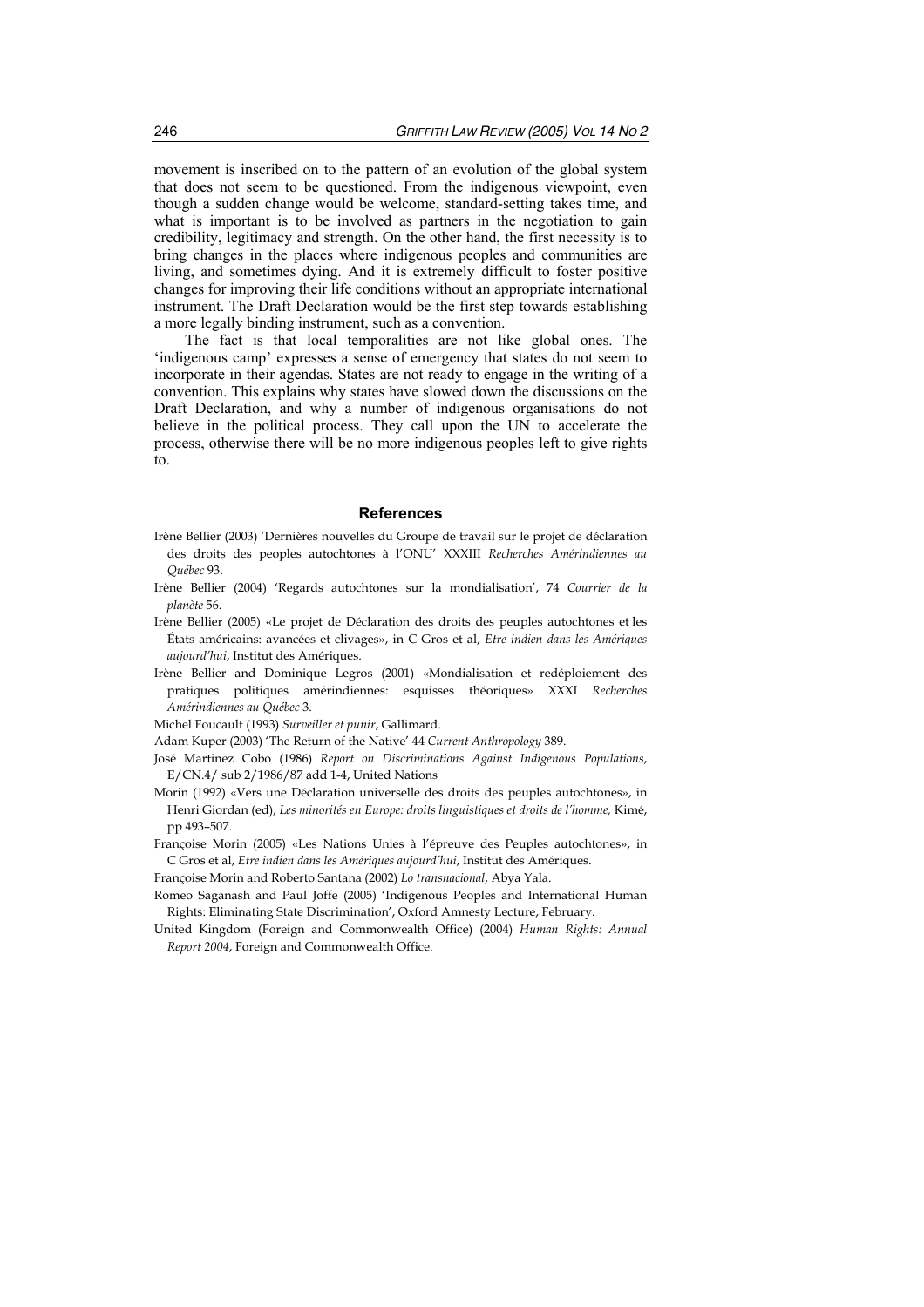movement is inscribed on to the pattern of an evolution of the global system that does not seem to be questioned. From the indigenous viewpoint, even though a sudden change would be welcome, standard-setting takes time, and what is important is to be involved as partners in the negotiation to gain credibility, legitimacy and strength. On the other hand, the first necessity is to bring changes in the places where indigenous peoples and communities are living, and sometimes dying. And it is extremely difficult to foster positive changes for improving their life conditions without an appropriate international instrument. The Draft Declaration would be the first step towards establishing a more legally binding instrument, such as a convention.

The fact is that local temporalities are not like global ones. The 'indigenous camp' expresses a sense of emergency that states do not seem to incorporate in their agendas. States are not ready to engage in the writing of a convention. This explains why states have slowed down the discussions on the Draft Declaration, and why a number of indigenous organisations do not believe in the political process. They call upon the UN to accelerate the process, otherwise there will be no more indigenous peoples left to give rights to.

## References

Irène Bellier (2003) 'Dernières nouvelles du Groupe de travail sur le projet de déclaration des droits des peoples autochtones à l'ONU' XXXIII *Recherches Amérindiennes au Québec* 93.

Irène Bellier (2004) 'Regards autochtones sur la mondialisation', 74 *Courrier de la planète* 56.

Irène Bellier (2005) «Le projet de Déclaration des droits des peuples autochtones et les États américains: avancées et clivages», in C Gros et al, *Etre indien dans les Amériques aujourd'hui*, Institut des Amériques.

Irène Bellier and Dominique Legros (2001) «Mondialisation et redéploiement des pratiques politiques amérindiennes: esquisses théoriques» XXXI *Recherches Amérindiennes au Québec* 3.

Michel Foucault (1993) *Surveiller et punir*, Gallimard.

Adam Kuper (2003) 'The Return of the Native' 44 *Current Anthropology* 389.

José Martinez Cobo (1986) *Report on Discriminations Against Indigenous Populations*, E/CN.4/ sub 2/1986/87 add 1-4, United Nations

Morin (1992) «Vers une Déclaration universelle des droits des peuples autochtones», in Henri Giordan (ed), *Les minorités en Europe: droits linguistiques et droits de l'homme,* Kimé, pp 493–507.

Françoise Morin (2005) «Les Nations Unies à l'épreuve des Peuples autochtones», in C Gros et al, *Etre indien dans les Amériques aujourd'hui*, Institut des Amériques.

Françoise Morin and Roberto Santana (2002) *Lo transnacional*, Abya Yala.

Romeo Saganash and Paul Joffe (2005) 'Indigenous Peoples and International Human Rights: Eliminating State Discrimination', Oxford Amnesty Lecture, February.

United Kingdom (Foreign and Commonwealth Office) (2004) *Human Rights: Annual Report 2004*, Foreign and Commonwealth Office.